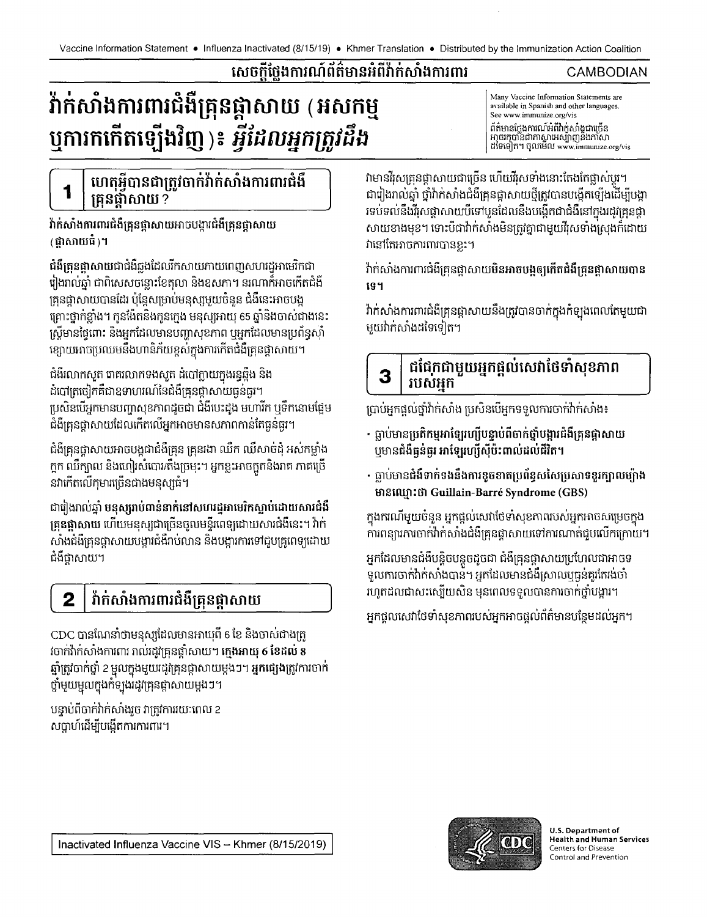សេចក្តីថ្លែងការណ៍ព័ត៌មានអំពីវ៉ាក់សាំងការពារ

CAMBODIAN

# វ៉ាក់សាំងការពារជំងឺគ្រុនផ្តាសាយ (អសកម្ម ឬការកកើតឡើងវិញ)៖ *អ្វីដែលអ្នកត្រូវដឹង*

Many Vaccine Information Statements are available in Spanish and other languages. See www.immunize.org/vis

ព័ត៌មានថ្លែងការណ៍អំពីវ៉ាក់សាំងជាច្រើន អាចរកបានជាភាសាអេស្ប៉ាញនិងភាសាដទៃទៀត។ ចូលមើល www.immunize.org/vis

## 1 ហេតុអ្វីបានជាត្រូវចាក់វ៉ាក់សាំងការពារជំងឺគ្រុនផ្តាសាយ?

វ៉ាក់សាំងការពារជំងឺគ្រុនផ្តាសាយអាចបង្ការជំងឺគ្រុនផ្តាសាយ (ផ្តាសាយធំ)។

ជំងឺគ្រុនផ្តាសាយជាជំងឺឆ្លងដែលរីកសាយភាយពេញសហរដ្ឋអាមេរិកជារៀងរាល់ឆ្នាំ ជាពិសេសចន្លោះខែតុលា និងឧសភា។ នរណាក៏អាចកើតជំងឺគ្រុនផ្តាសាយបានដែរ ប៉ុន្តែសម្រាប់មនុស្សមួយចំនួន ជំងឺនេះអាចបង្កគ្រោះថ្នាក់ខ្លាំង។ កូនង៉ែតនិងកូនក្មេង មនុស្សអាយុ 65 ឆ្នាំនិងចាស់ជាងនេះ ស្ត្រីមានផ្ទៃពោះ និងអ្នកដែលមានបញ្ហាសុខភាព ឬអ្នកដែលមានប្រព័ន្ធស៊ាំខ្សោយអាចប្រឈមនឹងហានិភ័យខ្ពស់ក្នុងការកើតជំងឺគ្រុនផ្តាសាយ។

ជំងឺរលាកសួត រោគរលាកទងសួត ដំបៅក្លាយក្នុងរន្ធឆ្អឹង និងដំបៅត្រចៀកគឺជាឧទាហរណ៍នៃជំងឺគ្រុនផ្តាសាយធ្ងន់ធ្ងរ។ ប្រសិនបើអ្នកមានបញ្ហាសុខភាពដូចជា ជំងឺបេះដូង មហារីក ឬទឹកនោមផ្អែម ជំងឺគ្រុនផ្តាសាយដែលកើតលើអ្នកអាចមានសភាពកាន់តែធ្ងន់ធ្ងរ។

ជំងឺគ្រុនផ្តាសាយអាចបង្កជាជំងឺគ្រុន គ្រុនរងា ឈឺក ឈឺសាច់ដុំ អស់កម្លាំង ក្អក ឈឺក្បាល និងហៀរសំបោរ/តឹងច្រមុះ។ អ្នកខ្លះអាចក្អួតនិងរាគ ភាគច្រើនវាកើតលើកុមារច្រើនជាងមនុស្សធំ។

ជារៀងរាល់ឆ្នាំ មនុស្សរាប់ពាន់នាក់នៅសហរដ្ឋអាមេរិកស្លាប់ដោយសារជំងឺគ្រុនផ្តាសាយ ហើយមនុស្សជាច្រើនចូលមន្ទីរពេទ្យដោយសារជំងឺនេះ។ វ៉ាក់សាំងជំងឺគ្រុនផ្តាសាយបង្ការជំងឺរាប់លាន និងបង្ការការទៅជួបគ្រូពេទ្យដោយជំងឺផ្តាសាយ។

## 2 វ៉ាក់សាំងការពារជំងឺគ្រុនផ្តាសាយ

CDC បានណែនាំថាមនុស្សដែលមានអាយុពី 6 ខែ និងចាស់ជាងត្រូវចាក់វ៉ាក់សាំងការពារ រាល់រដូវគ្រុនផ្តាសាយ។ **ក្មេងអាយុ 6 ខែដល់ 8** ឆ្នាំត្រូវចាក់ថ្នាំ 2 ម្ជុលក្នុងមួយរដូវគ្រុនផ្តាសាយម្តងៗ។ **អ្នកផ្សេងត្រូវការចាក់**ថ្នាំមួយម្ជុលក្នុងកំឡុងរដូវគ្រុនផ្តាសាយម្តងៗ។

បន្ទាប់ពីចាក់វ៉ាក់សាំងរួច វាត្រូវការរយៈពេល 2 សប្តាហ៍ដើម្បីបង្កើតការការពារ។

វាមានវីរុសគ្រុនផ្តាសាយជាច្រើន ហើយវីរុសទាំងនោះតែងតែផ្លាស់ប្តូរ។ ជារៀងរាល់ឆ្នាំ ថ្នាំវ៉ាក់សាំងជំងឺគ្រុនផ្តាសាយថ្មីត្រូវបានបង្កើតឡើងដើម្បីបង្ការទប់ទល់នឹងវីរុសផ្តាសាយបីទៅបួនដែលនឹងបង្កើតជាជំងឺនៅក្នុងរដូវគ្រុនផ្តាសាយខាងមុខ។ ទោះបីជាវ៉ាក់សាំងមិនត្រូវគ្នាជាមួយវីរុសទាំងស្រុងក៏ដោយ វានៅតែអាចការពារបានខ្លះ។

វ៉ាក់សាំងការពារជំងឺគ្រុនផ្តាសាយ**មិនអាច**បង្កឲ្យកើតជំងឺគ្រុនផ្តាសាយបានទេ។

វ៉ាក់សាំងការពារជំងឺគ្រុនផ្តាសាយនឹងត្រូវបានចាក់ក្នុងកំឡុងពេលតែមួយជាមួយវ៉ាក់សាំងដទៃទៀត។

## 3 ជជែកជាមួយអ្នកផ្តល់សេវាថែទាំសុខភាពរបស់អ្នក

ប្រាប់អ្នកផ្តល់ថ្នាំវ៉ាក់សាំង ប្រសិនបើអ្នកទទួលការចាក់វ៉ាក់សាំង៖

- ធ្លាប់មាន**ប្រតិកម្មអាឡែរហ្សីបន្ទាប់ពីចាក់ថ្នាំបង្ការជំងឺគ្រុនផ្តាសាយ** ឬមាន**ជំងឺធ្ងន់ធ្ងរ អាឡែរហ្សីស៊ីប៉ះពាល់ដល់ជីវិត**។
- ធ្លាប់មាន**ជំងឺទាក់ទងនឹងការខូចខាតប្រព័ន្ធសរសៃប្រសាទខួរក្បាលម្យ៉ាងមានឈ្មោះថា Guillain-Barré Syndrome (GBS)**

ក្នុងករណីមួយចំនួន អ្នកផ្តល់សេវាថែទាំសុខភាពរបស់អ្នកអាចសម្រេចក្នុងការពន្យារការចាក់វ៉ាក់សាំងជំងឺគ្រុនផ្តាសាយទៅការណាត់ជួបលើកក្រោយ។

អ្នកដែលមានជំងឺបន្តិចបន្តួចដូចជា ជំងឺគ្រុនផ្តាសាយប្រហែលជាអាចទទួលការចាក់វ៉ាក់សាំងបាន។ អ្នកដែលមានជំងឺស្រាលឬធ្ងន់គួរតែរង់ចាំរហូតដល់ជាសះស្បើយសិន មុនពេលទទួលបានការចាក់ថ្នាំបង្ការ។

អ្នកផ្តល់សេវាថែទាំសុខភាពរបស់អ្នកអាចផ្តល់ព័ត៌មានបន្ថែមដល់អ្នក។

Inactivated Influenza Vaccine VIS – Khmer (8/15/2019)

U.S. Department of Health and Human Services
Centers for Disease Control and Prevention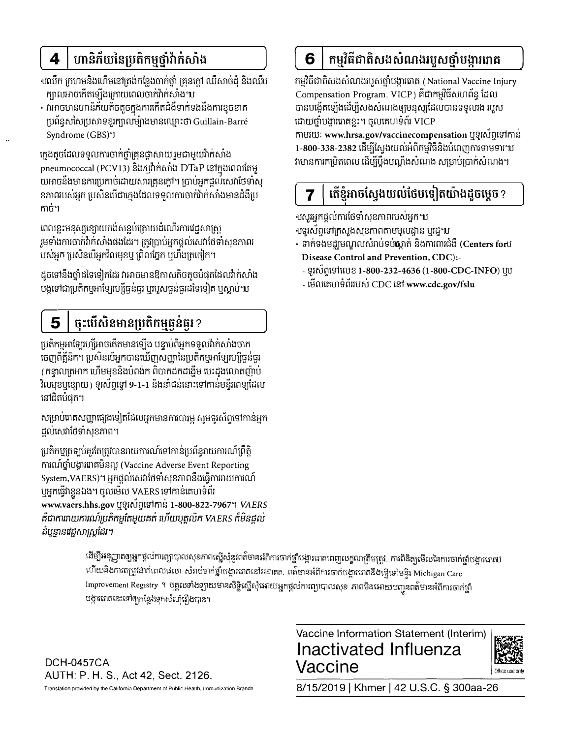## 4 | ហានិភ័យនៃប្រតិកម្មថ្នាំវ៉ាក់សាំង

- ឈឺចាប់ ក្រហមនិងហើមនៅត្រង់កន្លែងចាក់ថ្នាំ គ្រុនក្តៅ ឈឺសាច់ដុំ និងឈឺក្បាលអាចកើតឡើងក្រោយពេលចាក់វ៉ាក់សាំង។
- វាអាចមានហានិភ័យតិចតួចក្នុងការកើតជំងឺទាក់ទងនឹងការខូចខាតប្រព័ន្ធសរសៃប្រសាទខួរក្បាលម៉្យាងមានឈ្មោះថា Guillain-Barré Syndrome (GBS)។

ក្មេងតូចដែលទទួលការចាក់ថ្នាំគ្រុនផ្តាសាយ រួមជាមួយវ៉ាក់សាំង pneumococcal (PCV13) និង/ឬវ៉ាក់សាំង DTaP នៅក្នុងពេលតែមួយអាចនឹងមានការប្រកាច់ដោយសារគ្រុនក្តៅ។ ប្រាប់អ្នកផ្តល់សេវាថែទាំសុខភាពរបស់អ្នក ប្រសិនបើជាក្មេងដែលទទួលការចាក់វ៉ាក់សាំងមានជំងឺប្រកាច់។

ពេលខ្លះមនុស្សខ្សោយចង់សន្លប់ក្រោយដំណើរការវេជ្ជសាស្ត្ររួមទាំងការចាក់វ៉ាក់សាំងផងដែរ។ ត្រូវប្រាប់អ្នកផ្តល់សេវាថែទាំសុខភាពរបស់អ្នក ប្រសិនបើអ្នកវិលមុខឬ ព្រិលភ្នែក ឬហឹងត្រចៀក។

ដូចទៅនឹងថ្នាំដទៃទៀតដែរ វាអាចមានឱកាសតិចតួចបំផុតដែលវ៉ាក់សាំងបង្កទៅជាប្រតិកម្មអាឡែរហ្ស៊ីធ្ងន់ធ្ងរ ឬរបួសធ្ងន់ធ្ងរដទៃទៀត ឬស្លាប់។

## 5 | ចុះបើសិនមានប្រតិកម្មធ្ងន់ធ្ងរ?

ប្រតិកម្មអាឡែរហ្ស៊ីអាចកើតមានឡើង បន្ទាប់ពីអ្នកទទួលវ៉ាក់សាំងចាកចេញពីគ្លីនិក។ ប្រសិនបើអ្នកបានឃើញសញ្ញានៃប្រតិកម្មអាឡែរហ្ស៊ីធ្ងន់ធ្ងរ (កន្ទាលត្រអាក ហើមមុខនិងបំពង់ក ពិបាកដកដង្ហើម បេះដូងលោតញាប់ វិលមុខឬខ្សោយ) ទូរស័ព្ទទៅ **9-1-1** និងនាំជនំនោះទៅកាន់មន្ទីរពេទ្យដែលនៅជិតបំផុត។

សម្រាប់រោគសញ្ញាផ្សេងទៀតដែលអ្នកមានការបារម្ភ សូមទូរស័ព្ទទៅកាន់អ្នកផ្តល់សេវាថែទាំសុខភាព។

ប្រតិកម្មត្រូវបំគួរតែត្រូវបានរាយការណ៍ទៅកាន់ប្រព័ន្ធរាយការណ៍ព្រឹត្តិការណ៍ថ្នាំបង្ការរោគមិនល្អ (Vaccine Adverse Event Reporting System,VAERS)។ អ្នកផ្តល់សេវាថែទាំសុខភាពនឹងធ្វើការរាយការណ៍ ឬអ្នកធ្វើវាខ្លួនឯង។ ចូលមើលេ VAERS ទៅកាន់គេហទំព័រ **www.vaers.hhs.gov** ឬទូរស័ព្ទទៅកាន់ **1-800-822-7967**។ *VAERS គឺជាការរាយការណ៍ប្រតិកម្មតែមួយគត់ ហើយបុគ្គលិក VAERS ក៏មិនផ្តល់ដំបូន្មានវេជ្ជសាស្ត្រដែរ។*

## 6 | កម្មវិធីជាតិសងសំណងរបួសថ្នាំបង្ការរោគ

កម្មវិធីជាតិសងសំណងរបួសថ្នាំបង្ការរោគ (National Vaccine Injury Compensation Program, VICP) គឺជាកម្មវិធីសហព័ន្ធ ដែលបានបង្កើតឡើងដើម្បីសងសំណងឲ្យមនុស្សដែលបានទទួលរង របួសដោយថ្នាំបង្ការរោគខ្លះ។ ចូលគេហទំព័រ VICP តាមរយៈ **www.hrsa.gov/vaccinecompensation** ឬទូរស័ព្ទទៅកាន់ **1-800-338-2382** ដើម្បីស្វែងយល់អំពីកម្មវិធីនិងបំពេញការទាមទារ។ វាមានការកម្រិតពេល ដើម្បីប្តឹងបណ្តឹងសំណង សម្រាប់ប្រាក់សំណង។

## 7 | តើខ្ញុំអាចស្វែងយល់ថែមទៀតយ៉ាងដូចម្តេច?

- សួរអ្នកផ្តល់ការថែទាំសុខភាពរបស់អ្នក។
- ទូរស័ព្ទទៅក្រសួងសុខភាពតាមមូលដ្ឋាន ឬរដ្ឋ។
- ទាក់ទងមជ្ឈមណ្ឌលសំរាប់ទប់ស្កាត់ និងការពារជំងឺ (**Centers for Disease Control and Prevention, CDC**):-
  - ទូរស័ព្ទទៅលេខ **1-800-232-4636 (1-800-CDC-INFO)** ឬ
  - មើលគេហទំព័ររបស់ CDC នៅ **www.cdc.gov/fslu**

ដើម្បីអនុញ្ញាតឲ្យអ្នកផ្តល់ការព្យាបាលសុខភាពស្នើសុំនូវពត៌មានអំពីការចាក់ថ្នាំបង្ការរោគពេញលេញត្រឹមត្រូវ, ការពិនិត្យមើលនៃការចាក់ថ្នាំបង្ការរោគ ហើយនិងការតម្រូវដាក់ពេលវេលា សំរាប់ចាក់ថ្នាំបង្ការរោគនៅអនាគត, ពត៌មានអំពីការចាក់បង្ការរោគនឹងផ្ញើទៅមន្ទីរ Michigan Care Improvement Registry ។ បុគ្គលទាំងឡាយមានសិទ្ធិស្នើសុំអោយអ្នកផ្តល់ការព្យាបាលសុខ ភាពមិនអោយបញ្ជូនពត៌មានអំពីការចាក់ថ្នាំបង្ការរោគនេះទៅឲ្យកន្លែងទុកសំណុំរឿងបាន។

DCH-0457CA
AUTH: P. H. S., Act 42, Sect. 2126.

Translation provided by the California Department of Public Health, Immunization Branch

Vaccine Information Statement (Interim)
**Inactivated Influenza Vaccine**

Office use only

8/15/2019 | Khmer | 42 U.S.C. § 300aa-26